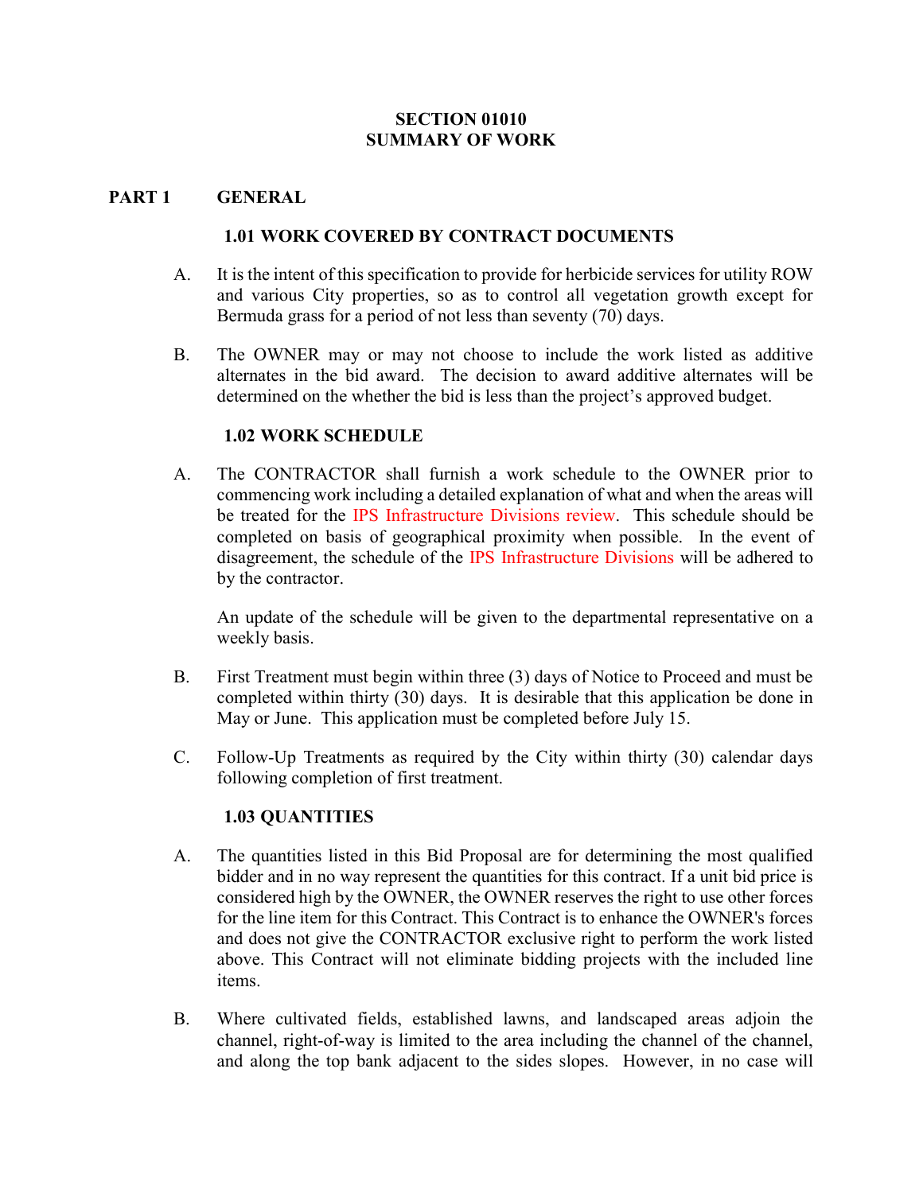# SECTION 01010
# SUMMARY OF WORK

## PART 1 GENERAL

### 1.01 WORK COVERED BY CONTRACT DOCUMENTS

A. It is the intent of this specification to provide for herbicide services for utility ROW and various City properties, so as to control all vegetation growth except for Bermuda grass for a period of not less than seventy (70) days.

B. The OWNER may or may not choose to include the work listed as additive alternates in the bid award. The decision to award additive alternates will be determined on the whether the bid is less than the project's approved budget.

### 1.02 WORK SCHEDULE

A. The CONTRACTOR shall furnish a work schedule to the OWNER prior to commencing work including a detailed explanation of what and when the areas will be treated for the IPS Infrastructure Divisions review. This schedule should be completed on basis of geographical proximity when possible. In the event of disagreement, the schedule of the IPS Infrastructure Divisions will be adhered to by the contractor.

An update of the schedule will be given to the departmental representative on a weekly basis.

B. First Treatment must begin within three (3) days of Notice to Proceed and must be completed within thirty (30) days. It is desirable that this application be done in May or June. This application must be completed before July 15.

C. Follow-Up Treatments as required by the City within thirty (30) calendar days following completion of first treatment.

### 1.03 QUANTITIES

A. The quantities listed in this Bid Proposal are for determining the most qualified bidder and in no way represent the quantities for this contract. If a unit bid price is considered high by the OWNER, the OWNER reserves the right to use other forces for the line item for this Contract. This Contract is to enhance the OWNER's forces and does not give the CONTRACTOR exclusive right to perform the work listed above. This Contract will not eliminate bidding projects with the included line items.

B. Where cultivated fields, established lawns, and landscaped areas adjoin the channel, right-of-way is limited to the area including the channel of the channel, and along the top bank adjacent to the sides slopes. However, in no case will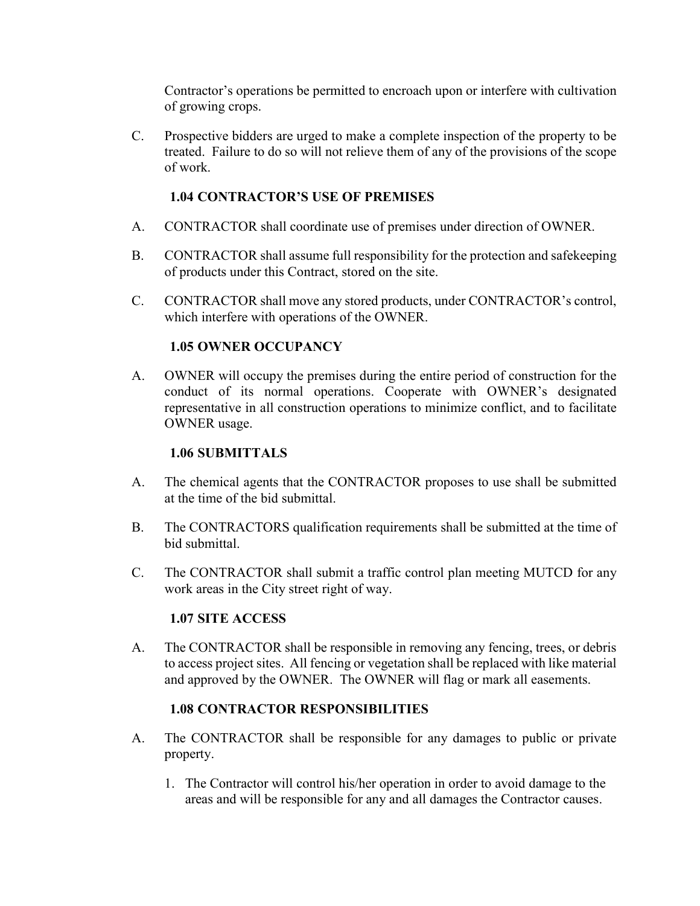Contractor's operations be permitted to encroach upon or interfere with cultivation of growing crops.

C. Prospective bidders are urged to make a complete inspection of the property to be treated. Failure to do so will not relieve them of any of the provisions of the scope of work.

### 1.04 CONTRACTOR'S USE OF PREMISES

A. CONTRACTOR shall coordinate use of premises under direction of OWNER.

B. CONTRACTOR shall assume full responsibility for the protection and safekeeping of products under this Contract, stored on the site.

C. CONTRACTOR shall move any stored products, under CONTRACTOR's control, which interfere with operations of the OWNER.

### 1.05 OWNER OCCUPANCY

A. OWNER will occupy the premises during the entire period of construction for the conduct of its normal operations. Cooperate with OWNER's designated representative in all construction operations to minimize conflict, and to facilitate OWNER usage.

### 1.06 SUBMITTALS

A. The chemical agents that the CONTRACTOR proposes to use shall be submitted at the time of the bid submittal.

B. The CONTRACTORS qualification requirements shall be submitted at the time of bid submittal.

C. The CONTRACTOR shall submit a traffic control plan meeting MUTCD for any work areas in the City street right of way.

### 1.07 SITE ACCESS

A. The CONTRACTOR shall be responsible in removing any fencing, trees, or debris to access project sites. All fencing or vegetation shall be replaced with like material and approved by the OWNER. The OWNER will flag or mark all easements.

### 1.08 CONTRACTOR RESPONSIBILITIES

A. The CONTRACTOR shall be responsible for any damages to public or private property.

   1. The Contractor will control his/her operation in order to avoid damage to the areas and will be responsible for any and all damages the Contractor causes.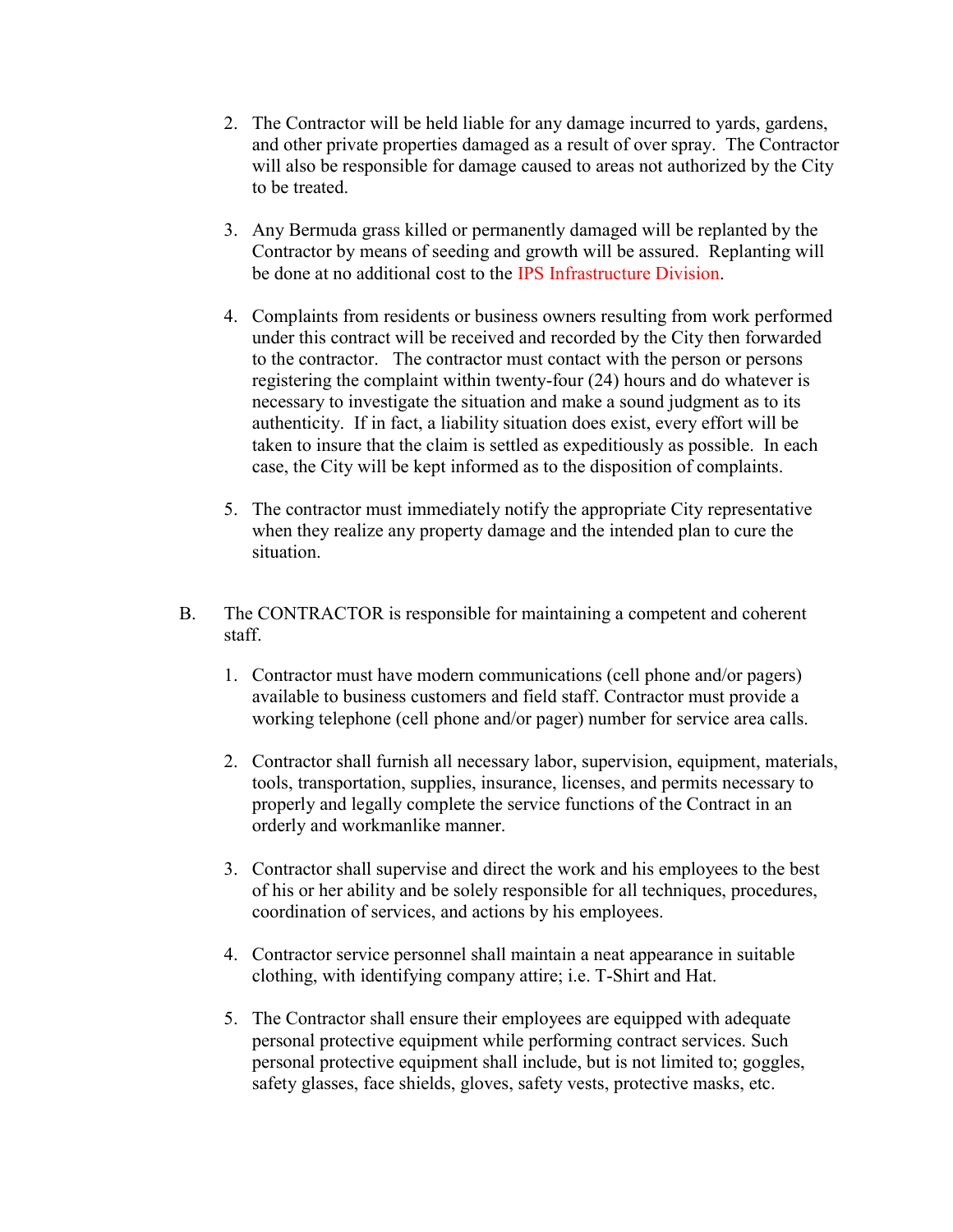2. The Contractor will be held liable for any damage incurred to yards, gardens, and other private properties damaged as a result of over spray. The Contractor will also be responsible for damage caused to areas not authorized by the City to be treated.

3. Any Bermuda grass killed or permanently damaged will be replanted by the Contractor by means of seeding and growth will be assured. Replanting will be done at no additional cost to the IPS Infrastructure Division.

4. Complaints from residents or business owners resulting from work performed under this contract will be received and recorded by the City then forwarded to the contractor. The contractor must contact with the person or persons registering the complaint within twenty-four (24) hours and do whatever is necessary to investigate the situation and make a sound judgment as to its authenticity. If in fact, a liability situation does exist, every effort will be taken to insure that the claim is settled as expeditiously as possible. In each case, the City will be kept informed as to the disposition of complaints.

5. The contractor must immediately notify the appropriate City representative when they realize any property damage and the intended plan to cure the situation.

B. The CONTRACTOR is responsible for maintaining a competent and coherent staff.

1. Contractor must have modern communications (cell phone and/or pagers) available to business customers and field staff. Contractor must provide a working telephone (cell phone and/or pager) number for service area calls.

2. Contractor shall furnish all necessary labor, supervision, equipment, materials, tools, transportation, supplies, insurance, licenses, and permits necessary to properly and legally complete the service functions of the Contract in an orderly and workmanlike manner.

3. Contractor shall supervise and direct the work and his employees to the best of his or her ability and be solely responsible for all techniques, procedures, coordination of services, and actions by his employees.

4. Contractor service personnel shall maintain a neat appearance in suitable clothing, with identifying company attire; i.e. T-Shirt and Hat.

5. The Contractor shall ensure their employees are equipped with adequate personal protective equipment while performing contract services. Such personal protective equipment shall include, but is not limited to; goggles, safety glasses, face shields, gloves, safety vests, protective masks, etc.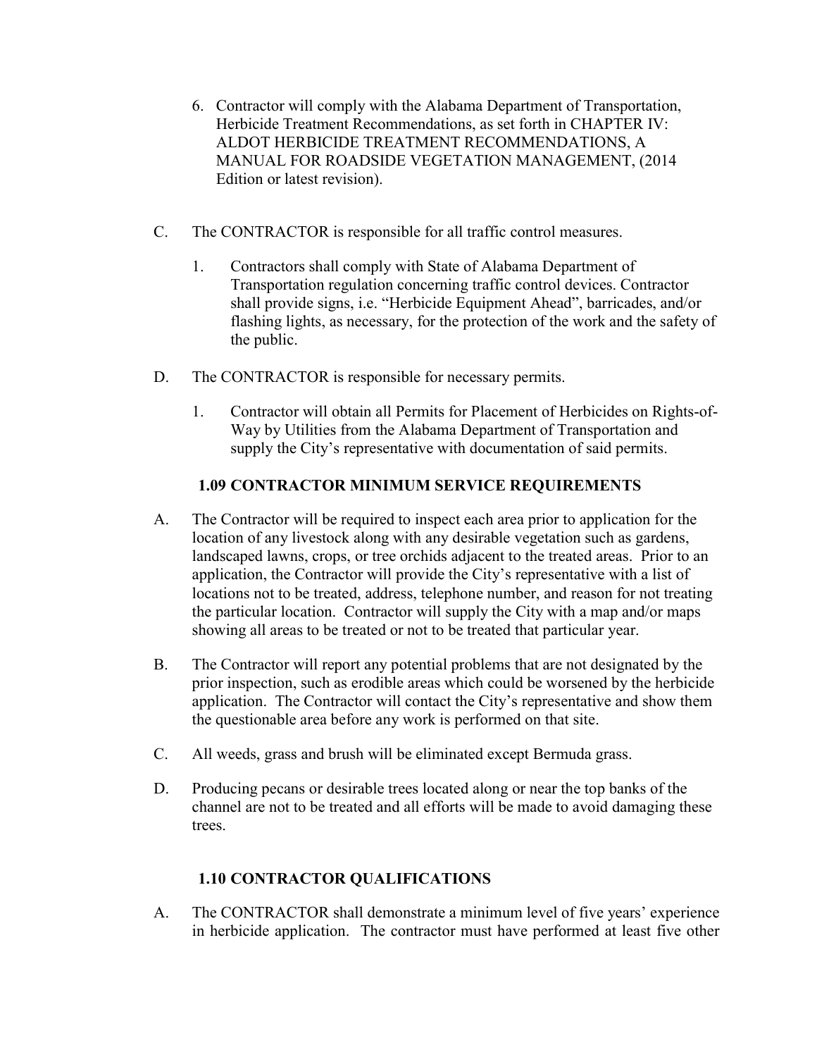6. Contractor will comply with the Alabama Department of Transportation, Herbicide Treatment Recommendations, as set forth in CHAPTER IV: ALDOT HERBICIDE TREATMENT RECOMMENDATIONS, A MANUAL FOR ROADSIDE VEGETATION MANAGEMENT, (2014 Edition or latest revision).

C. The CONTRACTOR is responsible for all traffic control measures.

   1. Contractors shall comply with State of Alabama Department of Transportation regulation concerning traffic control devices. Contractor shall provide signs, i.e. "Herbicide Equipment Ahead", barricades, and/or flashing lights, as necessary, for the protection of the work and the safety of the public.

D. The CONTRACTOR is responsible for necessary permits.

   1. Contractor will obtain all Permits for Placement of Herbicides on Rights-of-Way by Utilities from the Alabama Department of Transportation and supply the City's representative with documentation of said permits.

### 1.09 CONTRACTOR MINIMUM SERVICE REQUIREMENTS

A. The Contractor will be required to inspect each area prior to application for the location of any livestock along with any desirable vegetation such as gardens, landscaped lawns, crops, or tree orchids adjacent to the treated areas. Prior to an application, the Contractor will provide the City's representative with a list of locations not to be treated, address, telephone number, and reason for not treating the particular location. Contractor will supply the City with a map and/or maps showing all areas to be treated or not to be treated that particular year.

B. The Contractor will report any potential problems that are not designated by the prior inspection, such as erodible areas which could be worsened by the herbicide application. The Contractor will contact the City's representative and show them the questionable area before any work is performed on that site.

C. All weeds, grass and brush will be eliminated except Bermuda grass.

D. Producing pecans or desirable trees located along or near the top banks of the channel are not to be treated and all efforts will be made to avoid damaging these trees.

### 1.10 CONTRACTOR QUALIFICATIONS

A. The CONTRACTOR shall demonstrate a minimum level of five years' experience in herbicide application. The contractor must have performed at least five other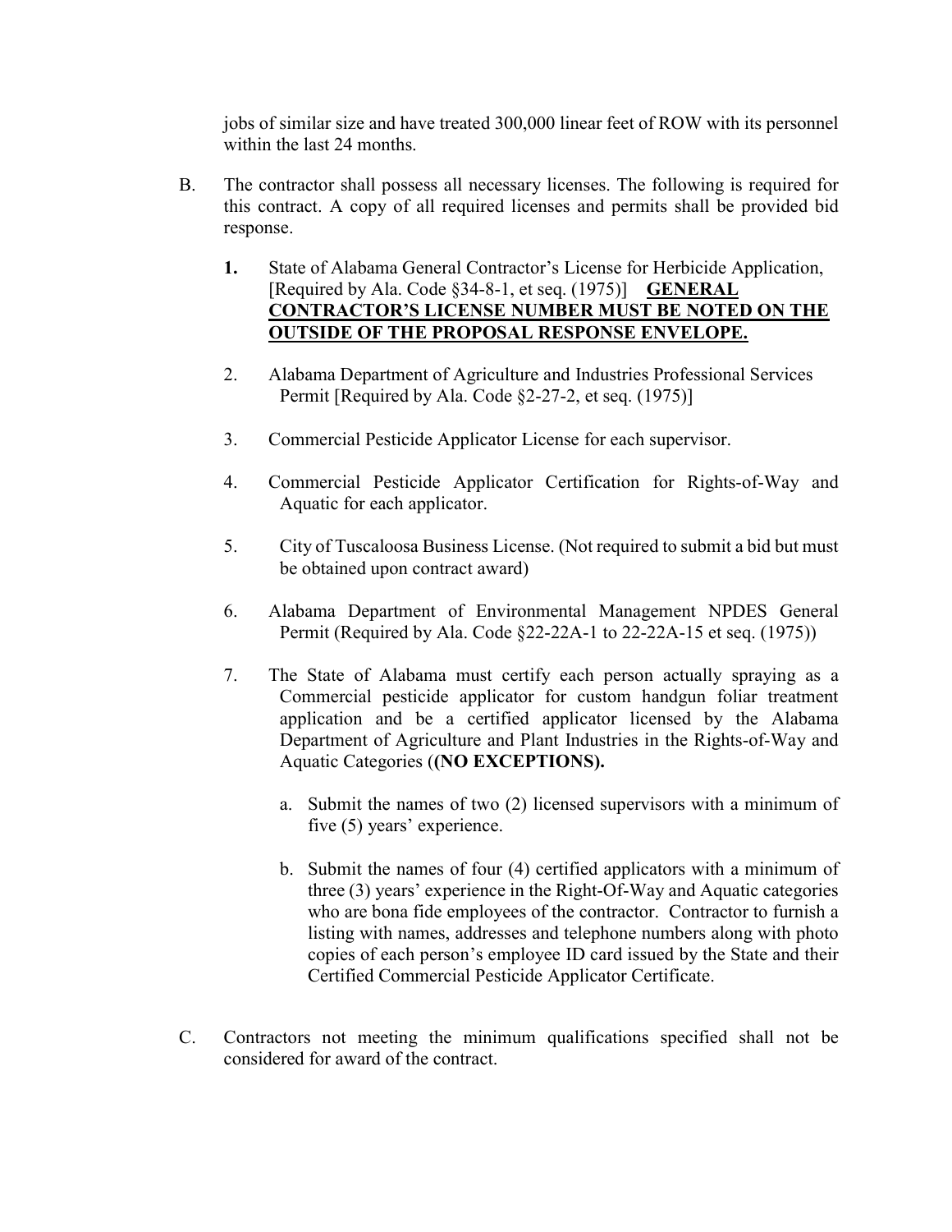jobs of similar size and have treated 300,000 linear feet of ROW with its personnel within the last 24 months.

B. The contractor shall possess all necessary licenses. The following is required for this contract. A copy of all required licenses and permits shall be provided bid response.

   **1.** State of Alabama General Contractor's License for Herbicide Application, [Required by Ala. Code §34-8-1, et seq. (1975)] **<u>GENERAL CONTRACTOR'S LICENSE NUMBER MUST BE NOTED ON THE OUTSIDE OF THE PROPOSAL RESPONSE ENVELOPE.</u>**

   2. Alabama Department of Agriculture and Industries Professional Services Permit [Required by Ala. Code §2-27-2, et seq. (1975)]

   3. Commercial Pesticide Applicator License for each supervisor.

   4. Commercial Pesticide Applicator Certification for Rights-of-Way and Aquatic for each applicator.

   5. City of Tuscaloosa Business License. (Not required to submit a bid but must be obtained upon contract award)

   6. Alabama Department of Environmental Management NPDES General Permit (Required by Ala. Code §22-22A-1 to 22-22A-15 et seq. (1975))

   7. The State of Alabama must certify each person actually spraying as a Commercial pesticide applicator for custom handgun foliar treatment application and be a certified applicator licensed by the Alabama Department of Agriculture and Plant Industries in the Rights-of-Way and Aquatic Categories (**(NO EXCEPTIONS).**

      a. Submit the names of two (2) licensed supervisors with a minimum of five (5) years' experience.

      b. Submit the names of four (4) certified applicators with a minimum of three (3) years' experience in the Right-Of-Way and Aquatic categories who are bona fide employees of the contractor. Contractor to furnish a listing with names, addresses and telephone numbers along with photo copies of each person's employee ID card issued by the State and their Certified Commercial Pesticide Applicator Certificate.

C. Contractors not meeting the minimum qualifications specified shall not be considered for award of the contract.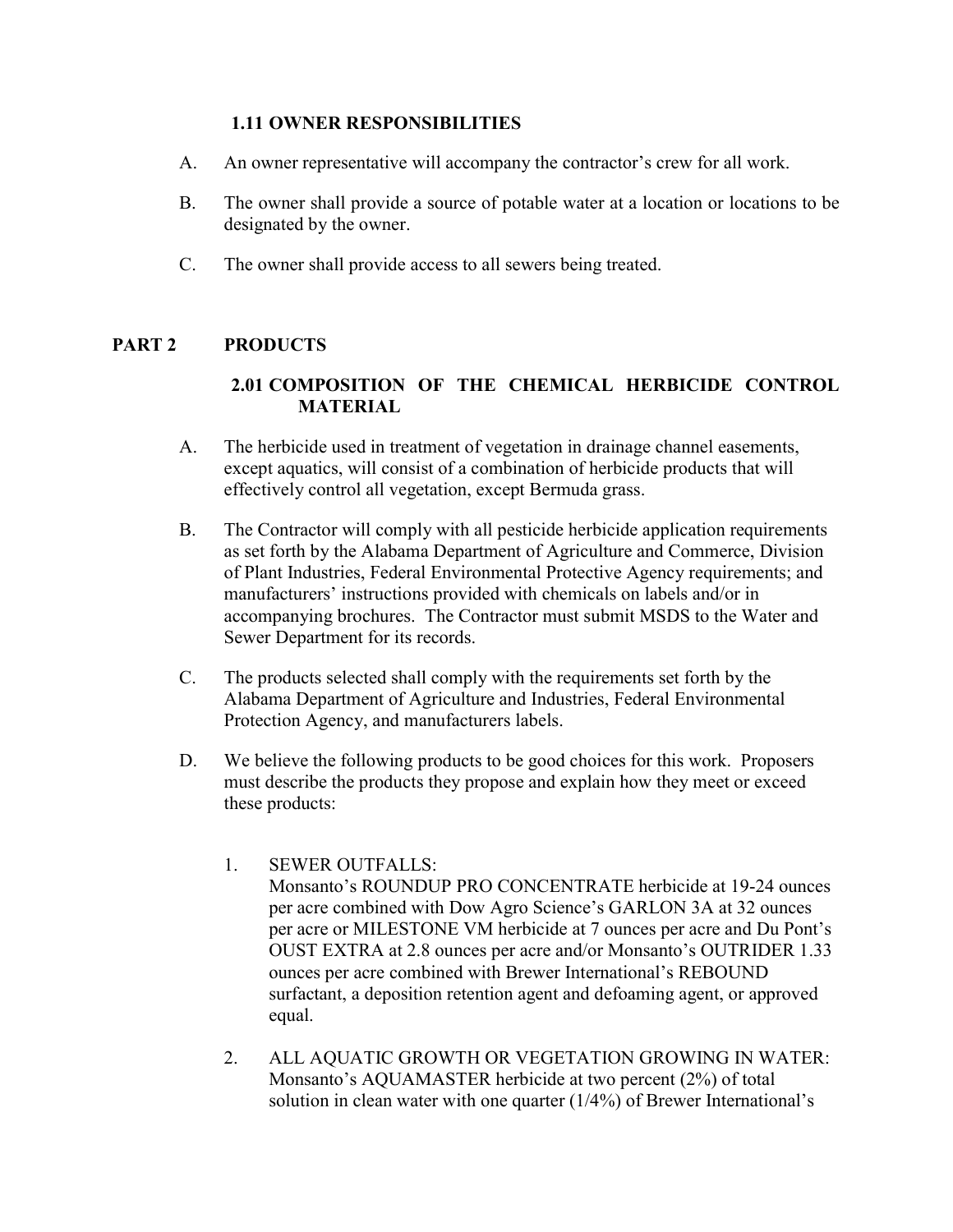### 1.11 OWNER RESPONSIBILITIES

A. An owner representative will accompany the contractor's crew for all work.

B. The owner shall provide a source of potable water at a location or locations to be designated by the owner.

C. The owner shall provide access to all sewers being treated.

## PART 2 PRODUCTS

### 2.01 COMPOSITION OF THE CHEMICAL HERBICIDE CONTROL MATERIAL

A. The herbicide used in treatment of vegetation in drainage channel easements, except aquatics, will consist of a combination of herbicide products that will effectively control all vegetation, except Bermuda grass.

B. The Contractor will comply with all pesticide herbicide application requirements as set forth by the Alabama Department of Agriculture and Commerce, Division of Plant Industries, Federal Environmental Protective Agency requirements; and manufacturers' instructions provided with chemicals on labels and/or in accompanying brochures. The Contractor must submit MSDS to the Water and Sewer Department for its records.

C. The products selected shall comply with the requirements set forth by the Alabama Department of Agriculture and Industries, Federal Environmental Protection Agency, and manufacturers labels.

D. We believe the following products to be good choices for this work. Proposers must describe the products they propose and explain how they meet or exceed these products:

1. SEWER OUTFALLS:
   Monsanto's ROUNDUP PRO CONCENTRATE herbicide at 19-24 ounces per acre combined with Dow Agro Science's GARLON 3A at 32 ounces per acre or MILESTONE VM herbicide at 7 ounces per acre and Du Pont's OUST EXTRA at 2.8 ounces per acre and/or Monsanto's OUTRIDER 1.33 ounces per acre combined with Brewer International's REBOUND surfactant, a deposition retention agent and defoaming agent, or approved equal.

2. ALL AQUATIC GROWTH OR VEGETATION GROWING IN WATER:
   Monsanto's AQUAMASTER herbicide at two percent (2%) of total solution in clean water with one quarter (1/4%) of Brewer International's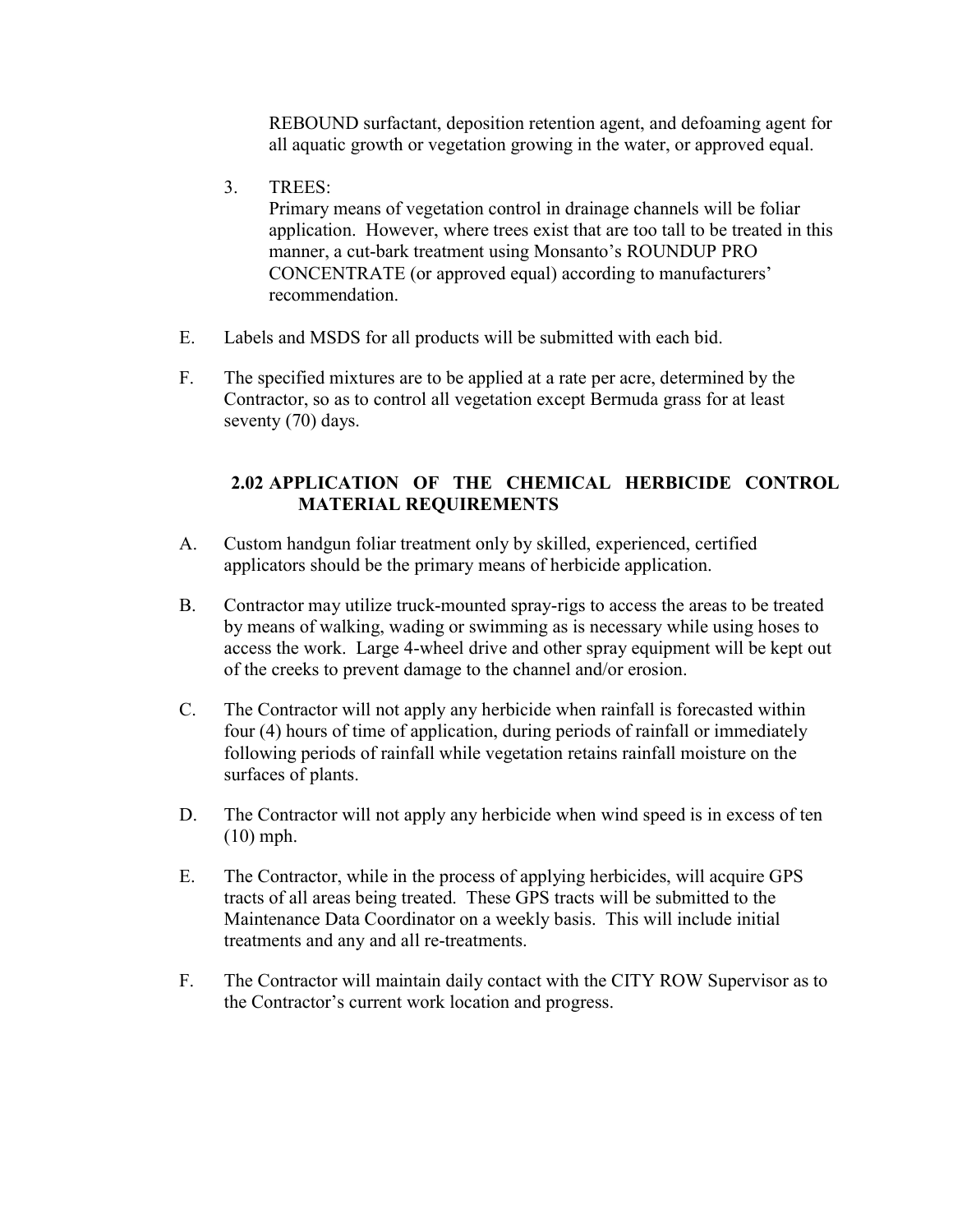REBOUND surfactant, deposition retention agent, and defoaming agent for all aquatic growth or vegetation growing in the water, or approved equal.

3. TREES:
   Primary means of vegetation control in drainage channels will be foliar application. However, where trees exist that are too tall to be treated in this manner, a cut-bark treatment using Monsanto's ROUNDUP PRO CONCENTRATE (or approved equal) according to manufacturers' recommendation.

E. Labels and MSDS for all products will be submitted with each bid.

F. The specified mixtures are to be applied at a rate per acre, determined by the Contractor, so as to control all vegetation except Bermuda grass for at least seventy (70) days.

## 2.02 APPLICATION OF THE CHEMICAL HERBICIDE CONTROL MATERIAL REQUIREMENTS

A. Custom handgun foliar treatment only by skilled, experienced, certified applicators should be the primary means of herbicide application.

B. Contractor may utilize truck-mounted spray-rigs to access the areas to be treated by means of walking, wading or swimming as is necessary while using hoses to access the work. Large 4-wheel drive and other spray equipment will be kept out of the creeks to prevent damage to the channel and/or erosion.

C. The Contractor will not apply any herbicide when rainfall is forecasted within four (4) hours of time of application, during periods of rainfall or immediately following periods of rainfall while vegetation retains rainfall moisture on the surfaces of plants.

D. The Contractor will not apply any herbicide when wind speed is in excess of ten (10) mph.

E. The Contractor, while in the process of applying herbicides, will acquire GPS tracts of all areas being treated. These GPS tracts will be submitted to the Maintenance Data Coordinator on a weekly basis. This will include initial treatments and any and all re-treatments.

F. The Contractor will maintain daily contact with the CITY ROW Supervisor as to the Contractor's current work location and progress.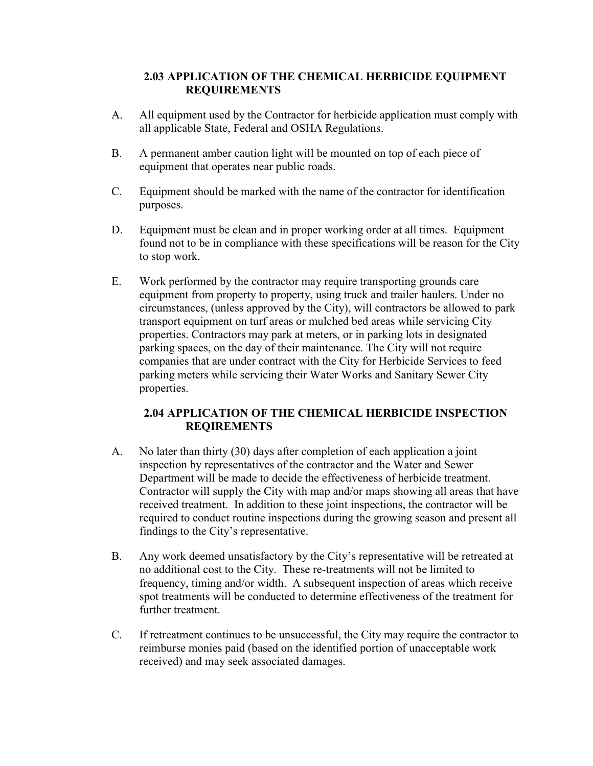### 2.03 APPLICATION OF THE CHEMICAL HERBICIDE EQUIPMENT REQUIREMENTS

A. All equipment used by the Contractor for herbicide application must comply with all applicable State, Federal and OSHA Regulations.

B. A permanent amber caution light will be mounted on top of each piece of equipment that operates near public roads.

C. Equipment should be marked with the name of the contractor for identification purposes.

D. Equipment must be clean and in proper working order at all times. Equipment found not to be in compliance with these specifications will be reason for the City to stop work.

E. Work performed by the contractor may require transporting grounds care equipment from property to property, using truck and trailer haulers. Under no circumstances, (unless approved by the City), will contractors be allowed to park transport equipment on turf areas or mulched bed areas while servicing City properties. Contractors may park at meters, or in parking lots in designated parking spaces, on the day of their maintenance. The City will not require companies that are under contract with the City for Herbicide Services to feed parking meters while servicing their Water Works and Sanitary Sewer City properties.

### 2.04 APPLICATION OF THE CHEMICAL HERBICIDE INSPECTION REQIREMENTS

A. No later than thirty (30) days after completion of each application a joint inspection by representatives of the contractor and the Water and Sewer Department will be made to decide the effectiveness of herbicide treatment. Contractor will supply the City with map and/or maps showing all areas that have received treatment. In addition to these joint inspections, the contractor will be required to conduct routine inspections during the growing season and present all findings to the City's representative.

B. Any work deemed unsatisfactory by the City's representative will be retreated at no additional cost to the City. These re-treatments will not be limited to frequency, timing and/or width. A subsequent inspection of areas which receive spot treatments will be conducted to determine effectiveness of the treatment for further treatment.

C. If retreatment continues to be unsuccessful, the City may require the contractor to reimburse monies paid (based on the identified portion of unacceptable work received) and may seek associated damages.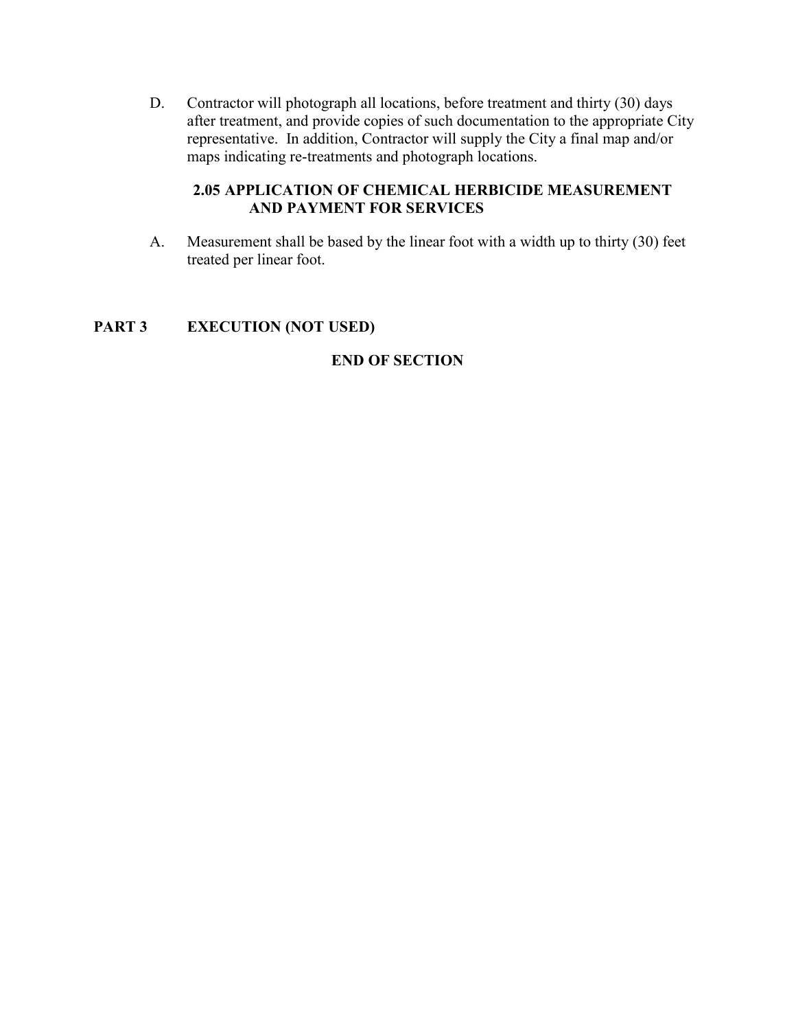D. Contractor will photograph all locations, before treatment and thirty (30) days after treatment, and provide copies of such documentation to the appropriate City representative. In addition, Contractor will supply the City a final map and/or maps indicating re-treatments and photograph locations.

### 2.05 APPLICATION OF CHEMICAL HERBICIDE MEASUREMENT AND PAYMENT FOR SERVICES

A. Measurement shall be based by the linear foot with a width up to thirty (30) feet treated per linear foot.

## PART 3 EXECUTION (NOT USED)

**END OF SECTION**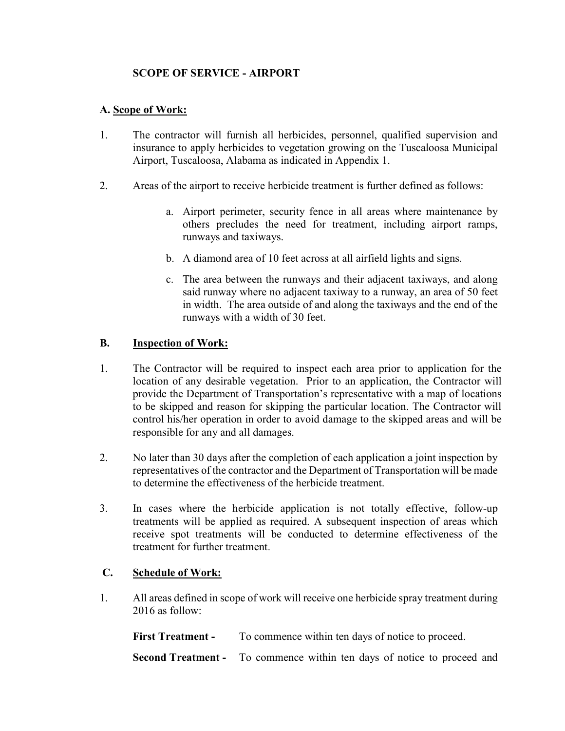## SCOPE OF SERVICE - AIRPORT

### A. Scope of Work:

1. The contractor will furnish all herbicides, personnel, qualified supervision and insurance to apply herbicides to vegetation growing on the Tuscaloosa Municipal Airport, Tuscaloosa, Alabama as indicated in Appendix 1.

2. Areas of the airport to receive herbicide treatment is further defined as follows:

   a. Airport perimeter, security fence in all areas where maintenance by others precludes the need for treatment, including airport ramps, runways and taxiways.

   b. A diamond area of 10 feet across at all airfield lights and signs.

   c. The area between the runways and their adjacent taxiways, and along said runway where no adjacent taxiway to a runway, an area of 50 feet in width. The area outside of and along the taxiways and the end of the runways with a width of 30 feet.

### B. Inspection of Work:

1. The Contractor will be required to inspect each area prior to application for the location of any desirable vegetation. Prior to an application, the Contractor will provide the Department of Transportation's representative with a map of locations to be skipped and reason for skipping the particular location. The Contractor will control his/her operation in order to avoid damage to the skipped areas and will be responsible for any and all damages.

2. No later than 30 days after the completion of each application a joint inspection by representatives of the contractor and the Department of Transportation will be made to determine the effectiveness of the herbicide treatment.

3. In cases where the herbicide application is not totally effective, follow-up treatments will be applied as required. A subsequent inspection of areas which receive spot treatments will be conducted to determine effectiveness of the treatment for further treatment.

### C. Schedule of Work:

1. All areas defined in scope of work will receive one herbicide spray treatment during 2016 as follow:

   **First Treatment -** To commence within ten days of notice to proceed.

   **Second Treatment -** To commence within ten days of notice to proceed and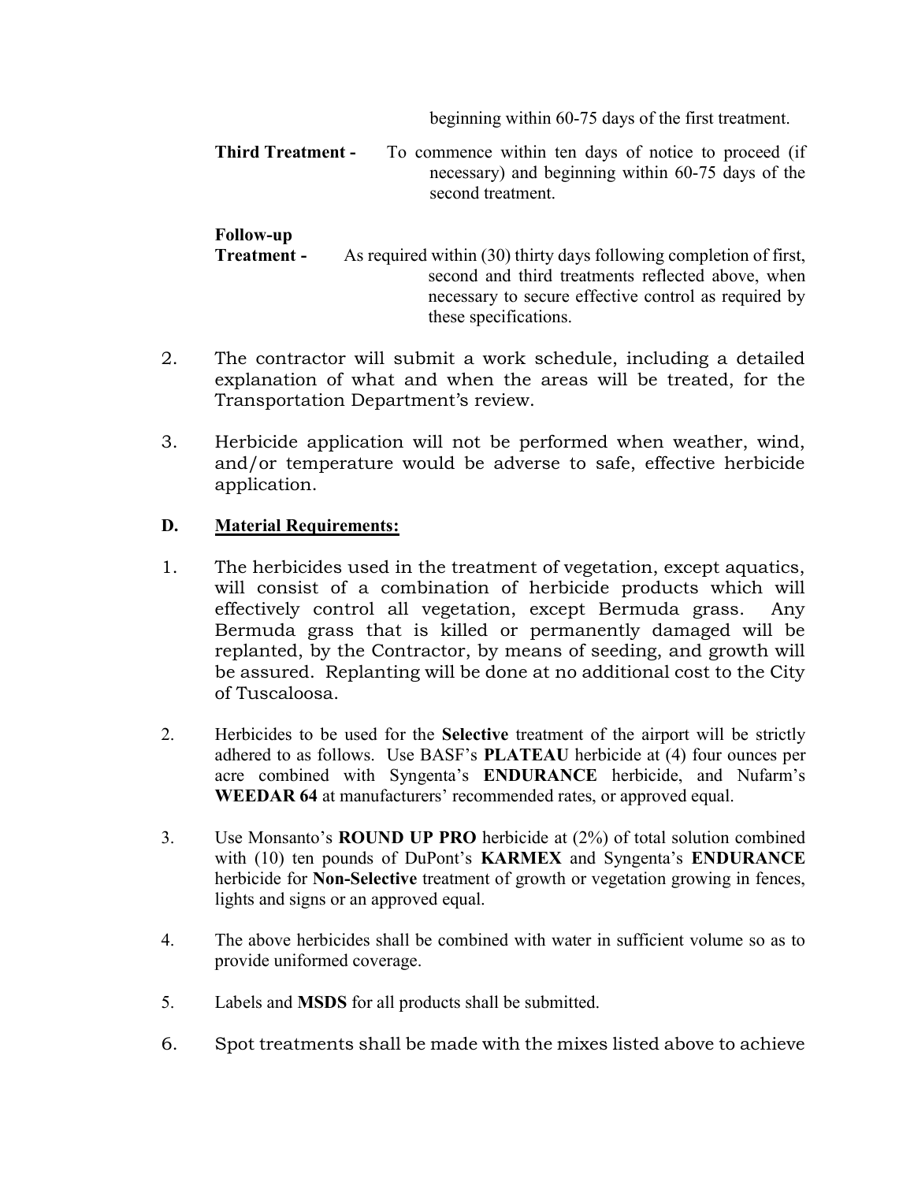beginning within 60-75 days of the first treatment.

**Third Treatment -** To commence within ten days of notice to proceed (if necessary) and beginning within 60-75 days of the second treatment.

**Follow-up Treatment -** As required within (30) thirty days following completion of first, second and third treatments reflected above, when necessary to secure effective control as required by these specifications.

2. The contractor will submit a work schedule, including a detailed explanation of what and when the areas will be treated, for the Transportation Department's review.

3. Herbicide application will not be performed when weather, wind, and/or temperature would be adverse to safe, effective herbicide application.

**D. <u>Material Requirements:</u>**

1. The herbicides used in the treatment of vegetation, except aquatics, will consist of a combination of herbicide products which will effectively control all vegetation, except Bermuda grass. Any Bermuda grass that is killed or permanently damaged will be replanted, by the Contractor, by means of seeding, and growth will be assured. Replanting will be done at no additional cost to the City of Tuscaloosa.

2. Herbicides to be used for the **Selective** treatment of the airport will be strictly adhered to as follows. Use BASF's **PLATEAU** herbicide at (4) four ounces per acre combined with Syngenta's **ENDURANCE** herbicide, and Nufarm's **WEEDAR 64** at manufacturers' recommended rates, or approved equal.

3. Use Monsanto's **ROUND UP PRO** herbicide at (2%) of total solution combined with (10) ten pounds of DuPont's **KARMEX** and Syngenta's **ENDURANCE** herbicide for **Non-Selective** treatment of growth or vegetation growing in fences, lights and signs or an approved equal.

4. The above herbicides shall be combined with water in sufficient volume so as to provide uniformed coverage.

5. Labels and **MSDS** for all products shall be submitted.

6. Spot treatments shall be made with the mixes listed above to achieve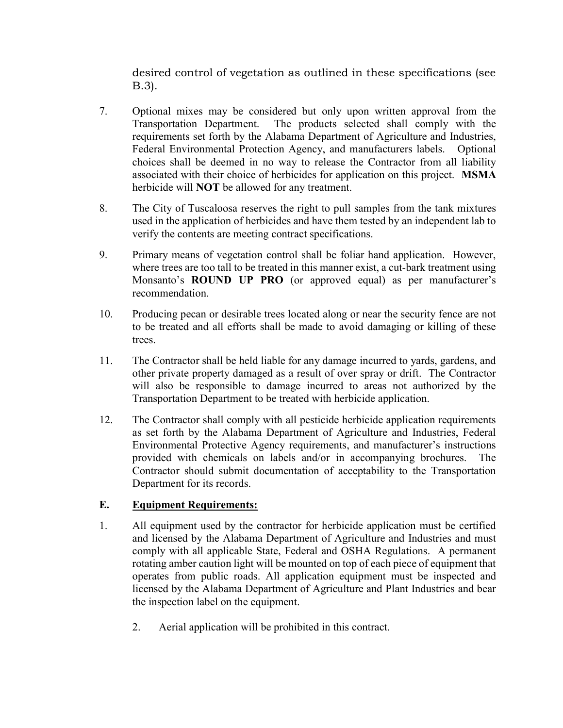desired control of vegetation as outlined in these specifications (see B.3).

7. Optional mixes may be considered but only upon written approval from the Transportation Department. The products selected shall comply with the requirements set forth by the Alabama Department of Agriculture and Industries, Federal Environmental Protection Agency, and manufacturers labels. Optional choices shall be deemed in no way to release the Contractor from all liability associated with their choice of herbicides for application on this project. **MSMA** herbicide will **NOT** be allowed for any treatment.

8. The City of Tuscaloosa reserves the right to pull samples from the tank mixtures used in the application of herbicides and have them tested by an independent lab to verify the contents are meeting contract specifications.

9. Primary means of vegetation control shall be foliar hand application. However, where trees are too tall to be treated in this manner exist, a cut-bark treatment using Monsanto's **ROUND UP PRO** (or approved equal) as per manufacturer's recommendation.

10. Producing pecan or desirable trees located along or near the security fence are not to be treated and all efforts shall be made to avoid damaging or killing of these trees.

11. The Contractor shall be held liable for any damage incurred to yards, gardens, and other private property damaged as a result of over spray or drift. The Contractor will also be responsible to damage incurred to areas not authorized by the Transportation Department to be treated with herbicide application.

12. The Contractor shall comply with all pesticide herbicide application requirements as set forth by the Alabama Department of Agriculture and Industries, Federal Environmental Protective Agency requirements, and manufacturer's instructions provided with chemicals on labels and/or in accompanying brochures. The Contractor should submit documentation of acceptability to the Transportation Department for its records.

## E. Equipment Requirements:

1. All equipment used by the contractor for herbicide application must be certified and licensed by the Alabama Department of Agriculture and Industries and must comply with all applicable State, Federal and OSHA Regulations. A permanent rotating amber caution light will be mounted on top of each piece of equipment that operates from public roads. All application equipment must be inspected and licensed by the Alabama Department of Agriculture and Plant Industries and bear the inspection label on the equipment.

2. Aerial application will be prohibited in this contract.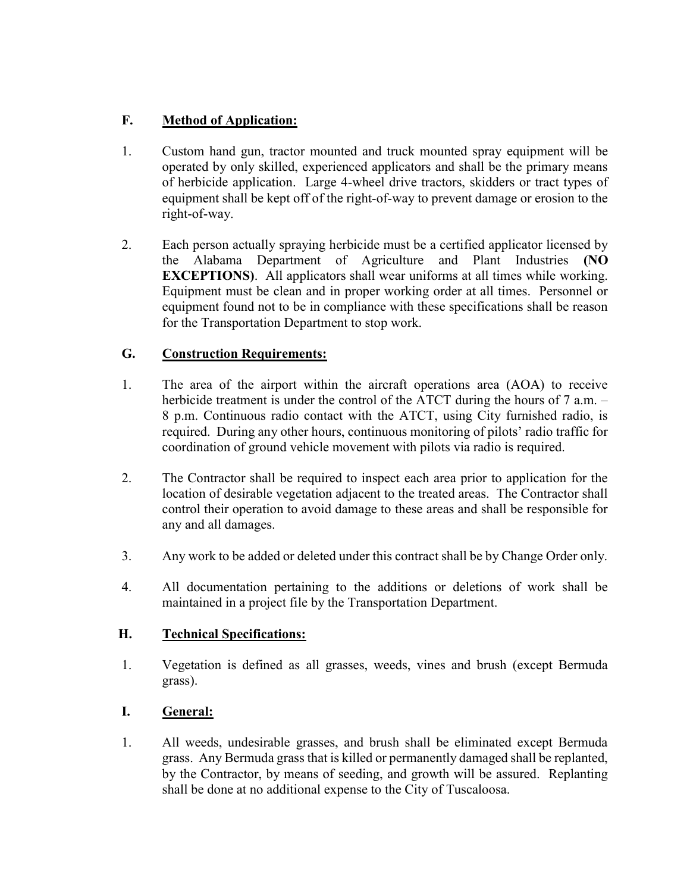## F. Method of Application:

1. Custom hand gun, tractor mounted and truck mounted spray equipment will be operated by only skilled, experienced applicators and shall be the primary means of herbicide application. Large 4-wheel drive tractors, skidders or tract types of equipment shall be kept off of the right-of-way to prevent damage or erosion to the right-of-way.

2. Each person actually spraying herbicide must be a certified applicator licensed by the Alabama Department of Agriculture and Plant Industries **(NO EXCEPTIONS)**. All applicators shall wear uniforms at all times while working. Equipment must be clean and in proper working order at all times. Personnel or equipment found not to be in compliance with these specifications shall be reason for the Transportation Department to stop work.

## G. Construction Requirements:

1. The area of the airport within the aircraft operations area (AOA) to receive herbicide treatment is under the control of the ATCT during the hours of 7 a.m. – 8 p.m. Continuous radio contact with the ATCT, using City furnished radio, is required. During any other hours, continuous monitoring of pilots' radio traffic for coordination of ground vehicle movement with pilots via radio is required.

2. The Contractor shall be required to inspect each area prior to application for the location of desirable vegetation adjacent to the treated areas. The Contractor shall control their operation to avoid damage to these areas and shall be responsible for any and all damages.

3. Any work to be added or deleted under this contract shall be by Change Order only.

4. All documentation pertaining to the additions or deletions of work shall be maintained in a project file by the Transportation Department.

## H. Technical Specifications:

1. Vegetation is defined as all grasses, weeds, vines and brush (except Bermuda grass).

## I. General:

1. All weeds, undesirable grasses, and brush shall be eliminated except Bermuda grass. Any Bermuda grass that is killed or permanently damaged shall be replanted, by the Contractor, by means of seeding, and growth will be assured. Replanting shall be done at no additional expense to the City of Tuscaloosa.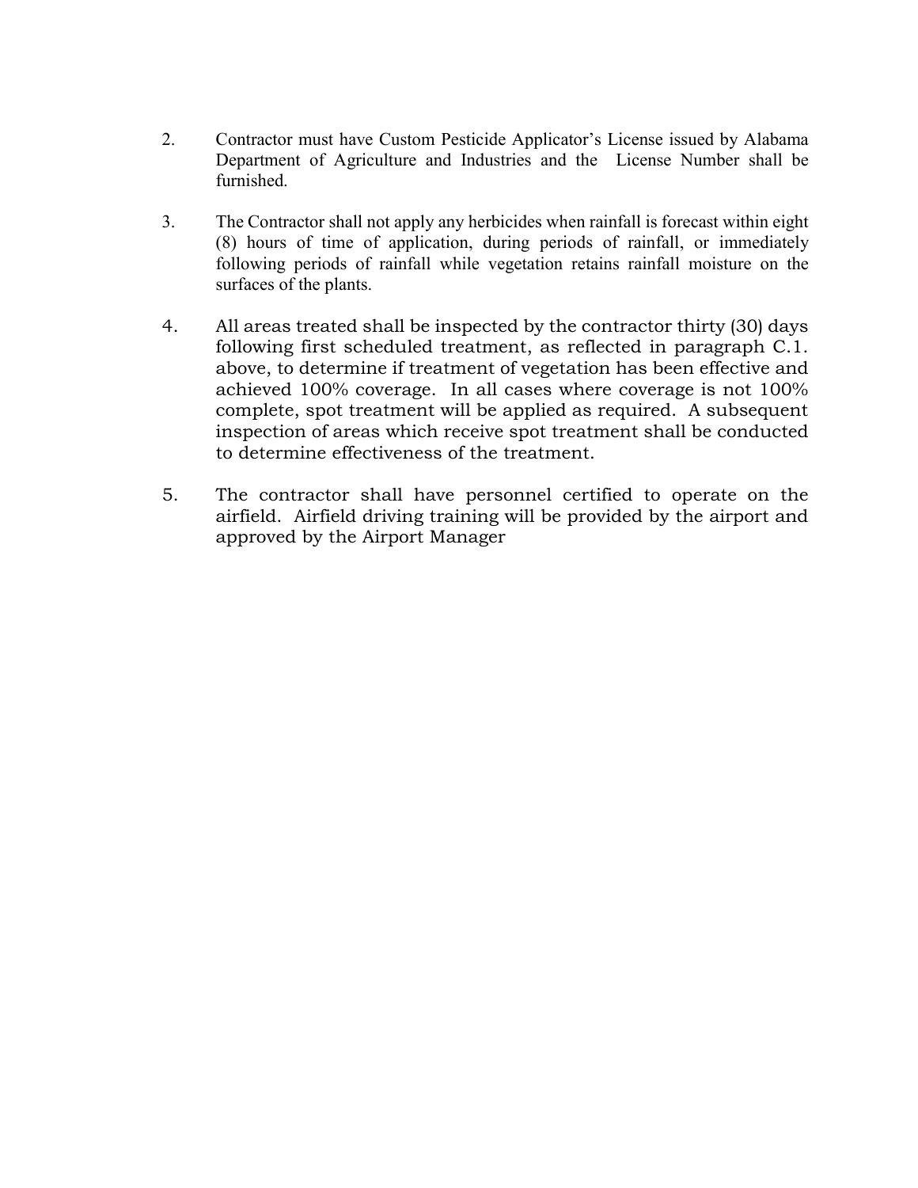2. Contractor must have Custom Pesticide Applicator's License issued by Alabama Department of Agriculture and Industries and the License Number shall be furnished.

3. The Contractor shall not apply any herbicides when rainfall is forecast within eight (8) hours of time of application, during periods of rainfall, or immediately following periods of rainfall while vegetation retains rainfall moisture on the surfaces of the plants.

4. All areas treated shall be inspected by the contractor thirty (30) days following first scheduled treatment, as reflected in paragraph C.1. above, to determine if treatment of vegetation has been effective and achieved 100% coverage. In all cases where coverage is not 100% complete, spot treatment will be applied as required. A subsequent inspection of areas which receive spot treatment shall be conducted to determine effectiveness of the treatment.

5. The contractor shall have personnel certified to operate on the airfield. Airfield driving training will be provided by the airport and approved by the Airport Manager